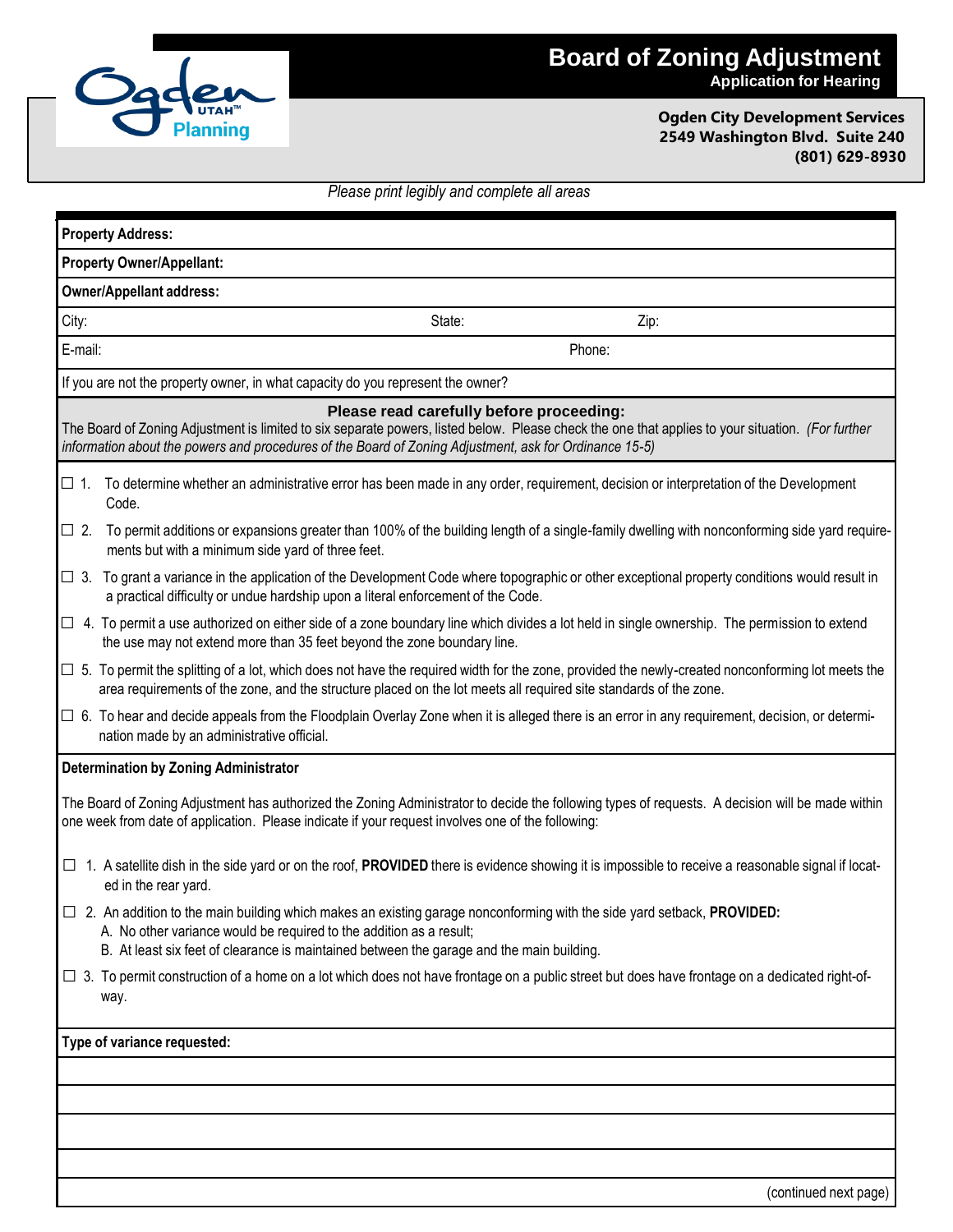# Board of Zoning Adjustment

**Application for Hearing**

Ogden UTAH™ Planning

**Ogden City Development Services**
**2549 Washington Blvd. Suite 240**
**(801) 629-8930**

*Please print legibly and complete all areas*

**Property Address:**

**Property Owner/Appellant:**

**Owner/Appellant address:**

City: State: Zip:

E-mail: Phone:

If you are not the property owner, in what capacity do you represent the owner?

**Please read carefully before proceeding:**

The Board of Zoning Adjustment is limited to six separate powers, listed below. Please check the one that applies to your situation. *(For further information about the powers and procedures of the Board of Zoning Adjustment, ask for Ordinance 15-5)*

- ☐ 1. To determine whether an administrative error has been made in any order, requirement, decision or interpretation of the Development Code.
- ☐ 2. To permit additions or expansions greater than 100% of the building length of a single-family dwelling with nonconforming side yard requirements but with a minimum side yard of three feet.
- ☐ 3. To grant a variance in the application of the Development Code where topographic or other exceptional property conditions would result in a practical difficulty or undue hardship upon a literal enforcement of the Code.
- ☐ 4. To permit a use authorized on either side of a zone boundary line which divides a lot held in single ownership. The permission to extend the use may not extend more than 35 feet beyond the zone boundary line.
- ☐ 5. To permit the splitting of a lot, which does not have the required width for the zone, provided the newly-created nonconforming lot meets the area requirements of the zone, and the structure placed on the lot meets all required site standards of the zone.
- ☐ 6. To hear and decide appeals from the Floodplain Overlay Zone when it is alleged there is an error in any requirement, decision, or determination made by an administrative official.

**Determination by Zoning Administrator**

The Board of Zoning Adjustment has authorized the Zoning Administrator to decide the following types of requests. A decision will be made within one week from date of application. Please indicate if your request involves one of the following:

- ☐ 1. A satellite dish in the side yard or on the roof, **PROVIDED** there is evidence showing it is impossible to receive a reasonable signal if located in the rear yard.
- ☐ 2. An addition to the main building which makes an existing garage nonconforming with the side yard setback, **PROVIDED:**
  - A. No other variance would be required to the addition as a result;
  - B. At least six feet of clearance is maintained between the garage and the main building.
- ☐ 3. To permit construction of a home on a lot which does not have frontage on a public street but does have frontage on a dedicated right-of-way.

**Type of variance requested:**

(continued next page)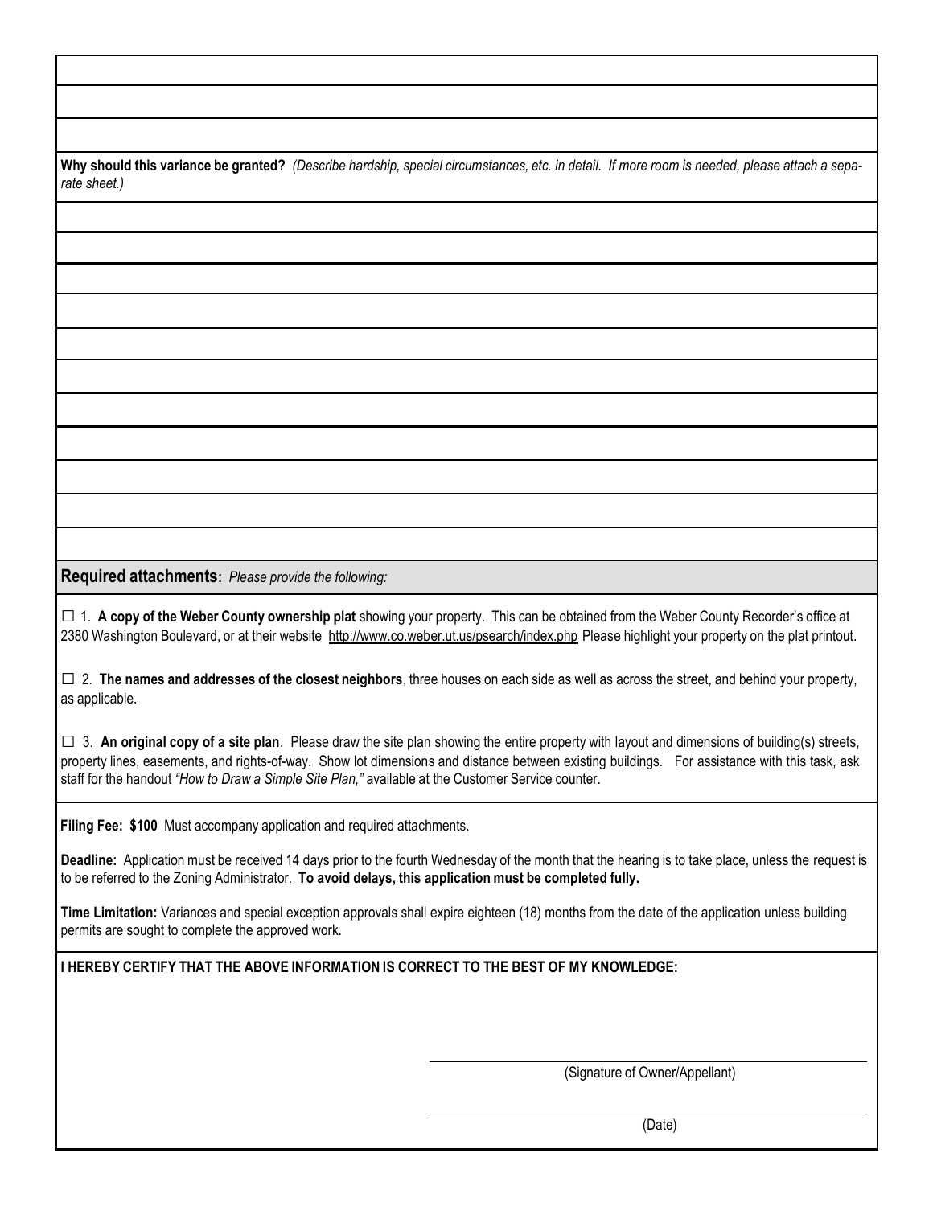**Why should this variance be granted?** *(Describe hardship, special circumstances, etc. in detail. If more room is needed, please attach a separate sheet.)*

## Required attachments: *Please provide the following:*

☐ 1. **A copy of the Weber County ownership plat** showing your property. This can be obtained from the Weber County Recorder's office at 2380 Washington Boulevard, or at their website http://www.co.weber.ut.us/psearch/index.php Please highlight your property on the plat printout.

☐ 2. **The names and addresses of the closest neighbors**, three houses on each side as well as across the street, and behind your property, as applicable.

☐ 3. **An original copy of a site plan**. Please draw the site plan showing the entire property with layout and dimensions of building(s) streets, property lines, easements, and rights-of-way. Show lot dimensions and distance between existing buildings. For assistance with this task, ask staff for the handout *"How to Draw a Simple Site Plan,"* available at the Customer Service counter.

**Filing Fee: $100** Must accompany application and required attachments.

**Deadline:** Application must be received 14 days prior to the fourth Wednesday of the month that the hearing is to take place, unless the request is to be referred to the Zoning Administrator. **To avoid delays, this application must be completed fully.**

**Time Limitation:** Variances and special exception approvals shall expire eighteen (18) months from the date of the application unless building permits are sought to complete the approved work.

**I HEREBY CERTIFY THAT THE ABOVE INFORMATION IS CORRECT TO THE BEST OF MY KNOWLEDGE:**

(Signature of Owner/Appellant)

(Date)